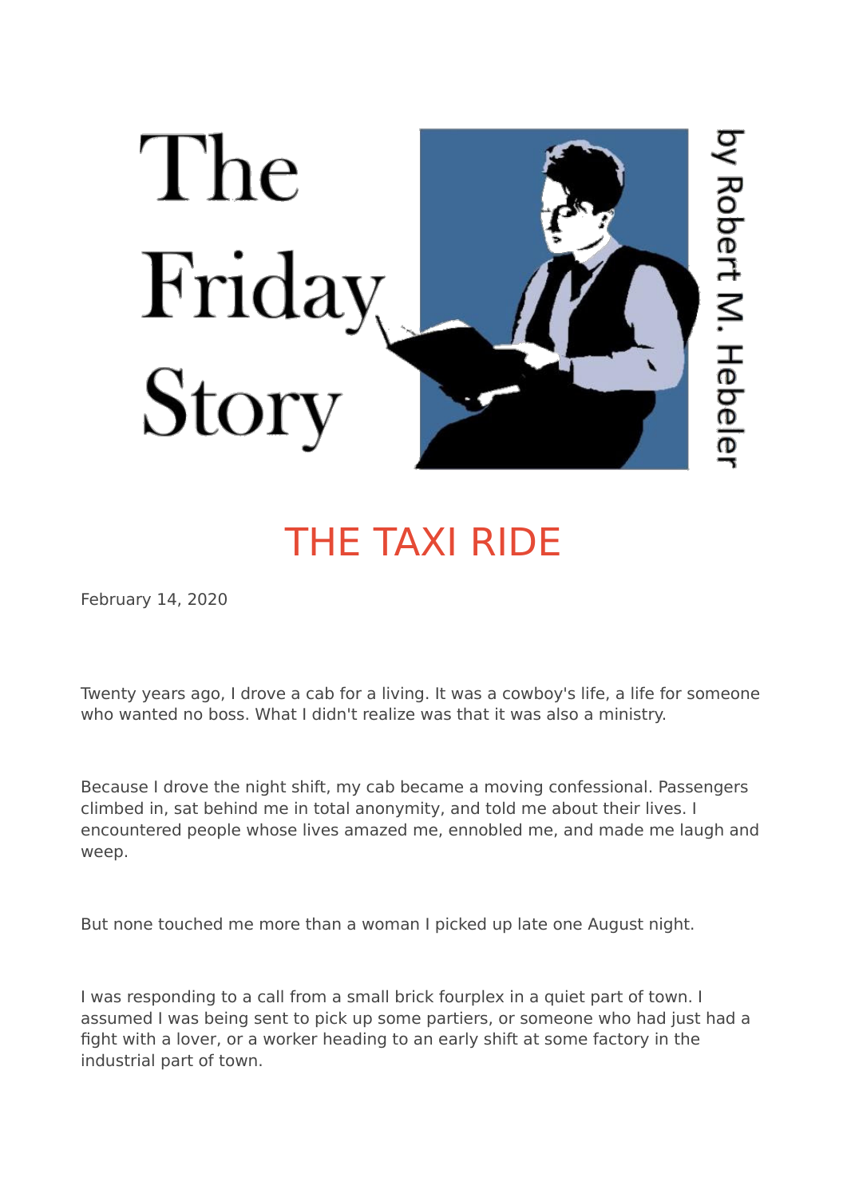# The Friday Story

by Robert M. Hebeler

## THE TAXI RIDE

February 14, 2020

Twenty years ago, I drove a cab for a living. It was a cowboy's life, a life for someone who wanted no boss. What I didn't realize was that it was also a ministry.

Because I drove the night shift, my cab became a moving confessional. Passengers climbed in, sat behind me in total anonymity, and told me about their lives. I encountered people whose lives amazed me, ennobled me, and made me laugh and weep.

But none touched me more than a woman I picked up late one August night.

I was responding to a call from a small brick fourplex in a quiet part of town. I assumed I was being sent to pick up some partiers, or someone who had just had a fight with a lover, or a worker heading to an early shift at some factory in the industrial part of town.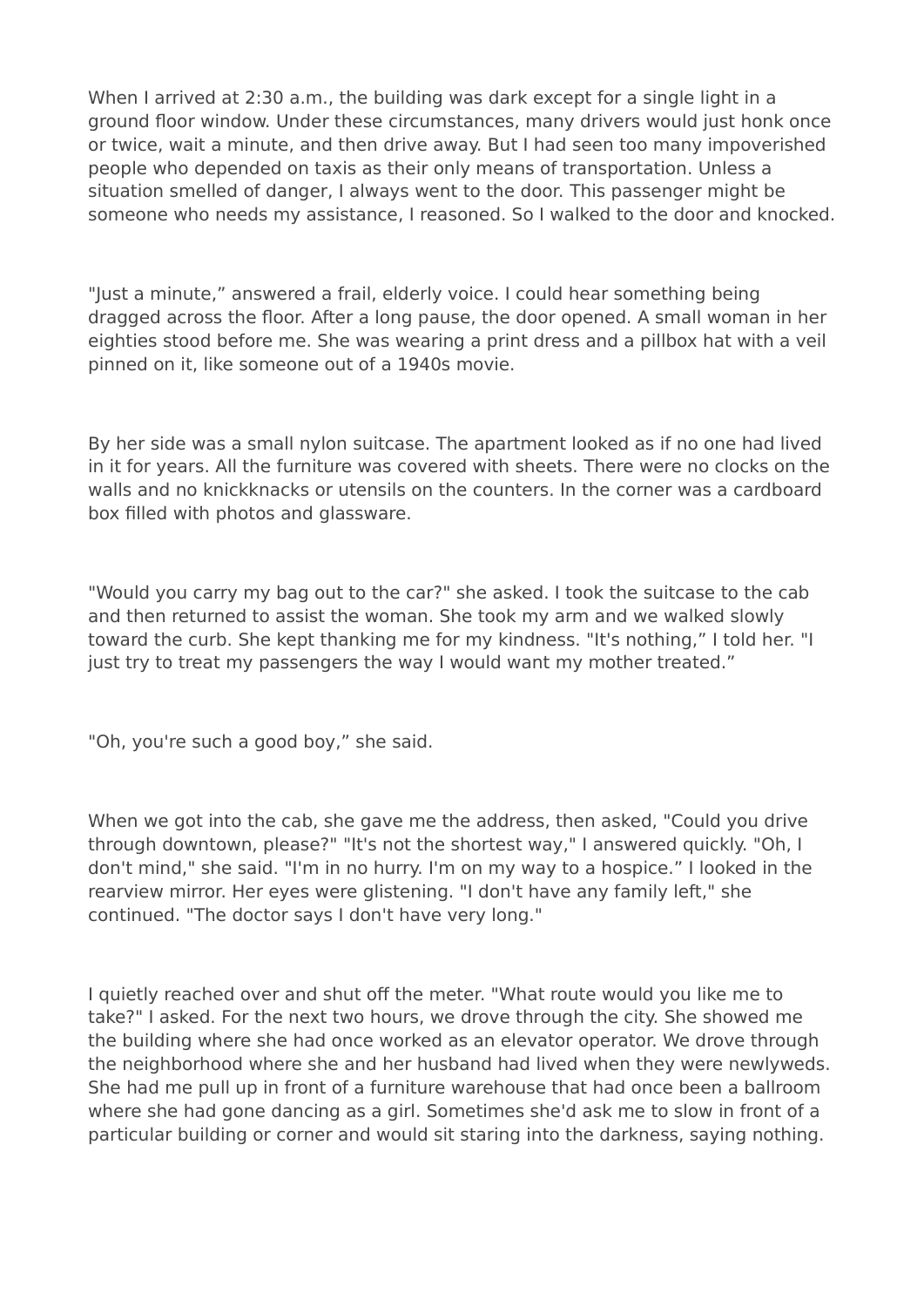When I arrived at 2:30 a.m., the building was dark except for a single light in a ground floor window. Under these circumstances, many drivers would just honk once or twice, wait a minute, and then drive away. But I had seen too many impoverished people who depended on taxis as their only means of transportation. Unless a situation smelled of danger, I always went to the door. This passenger might be someone who needs my assistance, I reasoned. So I walked to the door and knocked.

"Just a minute," answered a frail, elderly voice. I could hear something being dragged across the floor. After a long pause, the door opened. A small woman in her eighties stood before me. She was wearing a print dress and a pillbox hat with a veil pinned on it, like someone out of a 1940s movie.

By her side was a small nylon suitcase. The apartment looked as if no one had lived in it for years. All the furniture was covered with sheets. There were no clocks on the walls and no knickknacks or utensils on the counters. In the corner was a cardboard box filled with photos and glassware.

"Would you carry my bag out to the car?" she asked. I took the suitcase to the cab and then returned to assist the woman. She took my arm and we walked slowly toward the curb. She kept thanking me for my kindness. "It's nothing," I told her. "I just try to treat my passengers the way I would want my mother treated."

"Oh, you're such a good boy," she said.

When we got into the cab, she gave me the address, then asked, "Could you drive through downtown, please?" "It's not the shortest way," I answered quickly. "Oh, I don't mind," she said. "I'm in no hurry. I'm on my way to a hospice." I looked in the rearview mirror. Her eyes were glistening. "I don't have any family left," she continued. "The doctor says I don't have very long."

I quietly reached over and shut off the meter. "What route would you like me to take?" I asked. For the next two hours, we drove through the city. She showed me the building where she had once worked as an elevator operator. We drove through the neighborhood where she and her husband had lived when they were newlyweds. She had me pull up in front of a furniture warehouse that had once been a ballroom where she had gone dancing as a girl. Sometimes she'd ask me to slow in front of a particular building or corner and would sit staring into the darkness, saying nothing.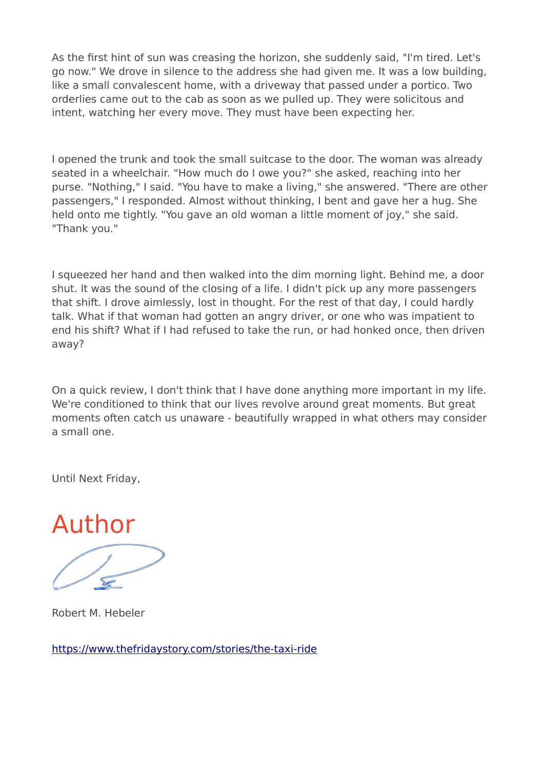As the first hint of sun was creasing the horizon, she suddenly said, "I'm tired. Let's go now." We drove in silence to the address she had given me. It was a low building, like a small convalescent home, with a driveway that passed under a portico. Two orderlies came out to the cab as soon as we pulled up. They were solicitous and intent, watching her every move. They must have been expecting her.

I opened the trunk and took the small suitcase to the door. The woman was already seated in a wheelchair. "How much do I owe you?" she asked, reaching into her purse. "Nothing," I said. "You have to make a living," she answered. "There are other passengers," I responded. Almost without thinking, I bent and gave her a hug. She held onto me tightly. "You gave an old woman a little moment of joy," she said. "Thank you."

I squeezed her hand and then walked into the dim morning light. Behind me, a door shut. It was the sound of the closing of a life. I didn't pick up any more passengers that shift. I drove aimlessly, lost in thought. For the rest of that day, I could hardly talk. What if that woman had gotten an angry driver, or one who was impatient to end his shift? What if I had refused to take the run, or had honked once, then driven away?

On a quick review, I don't think that I have done anything more important in my life. We're conditioned to think that our lives revolve around great moments. But great moments often catch us unaware - beautifully wrapped in what others may consider a small one.

Until Next Friday,

## Author

Robert M. Hebeler

https://www.thefridaystory.com/stories/the-taxi-ride